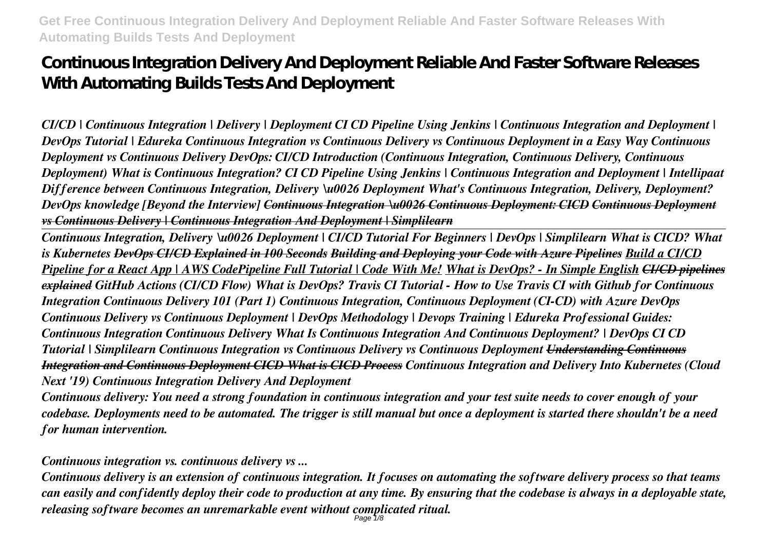# Continuous Integration Delivery And Deployment Reliable And Faster Software Releases With Automating Builds Tests And Deployment

*CI/CD | Continuous Integration | Delivery | Deployment CI CD Pipeline Using Jenkins | Continuous Integration and Deployment | DevOps Tutorial | Edureka Continuous Integration vs Continuous Delivery vs Continuous Deployment in a Easy Way Continuous Deployment vs Continuous Delivery DevOps: CI/CD Introduction (Continuous Integration, Continuous Delivery, Continuous Deployment) What is Continuous Integration? CI CD Pipeline Using Jenkins | Continuous Integration and Deployment | Intellipaat Difference between Continuous Integration, Delivery \u0026 Deployment What's Continuous Integration, Delivery, Deployment? DevOps knowledge [Beyond the Interview] ~~Continuous Integration \u0026 Continuous Deployment: CICD~~ ~~Continuous Deployment vs Continuous Delivery | Continuous Integration And Deployment | Simplilearn~~*

---

*Continuous Integration, Delivery \u0026 Deployment | CI/CD Tutorial For Beginners | DevOps | Simplilearn What is CICD? What is Kubernetes ~~DevOps CI/CD Explained in 100 Seconds~~ ~~Building and Deploying your Code with Azure Pipelines~~ Build a CI/CD Pipeline for a React App | AWS CodePipeline Full Tutorial | Code With Me! What is DevOps? - In Simple English ~~CI/CD pipelines explained~~ GitHub Actions (CI/CD Flow) What is DevOps? Travis CI Tutorial - How to Use Travis CI with Github for Continuous Integration Continuous Delivery 101 (Part 1) Continuous Integration, Continuous Deployment (CI-CD) with Azure DevOps Continuous Delivery vs Continuous Deployment | DevOps Methodology | Devops Training | Edureka Professional Guides: Continuous Integration Continuous Delivery What Is Continuous Integration And Continuous Deployment? | DevOps CI CD Tutorial | Simplilearn Continuous Integration vs Continuous Delivery vs Continuous Deployment ~~Understanding Continuous Integration and Continuous Deployment CICD What is CICD Process~~ Continuous Integration and Delivery Into Kubernetes (Cloud Next '19) Continuous Integration Delivery And Deployment*

*Continuous delivery: You need a strong foundation in continuous integration and your test suite needs to cover enough of your codebase. Deployments need to be automated. The trigger is still manual but once a deployment is started there shouldn't be a need for human intervention.*

*Continuous integration vs. continuous delivery vs ...*

*Continuous delivery is an extension of continuous integration. It focuses on automating the software delivery process so that teams can easily and confidently deploy their code to production at any time. By ensuring that the codebase is always in a deployable state, releasing software becomes an unremarkable event without complicated ritual.*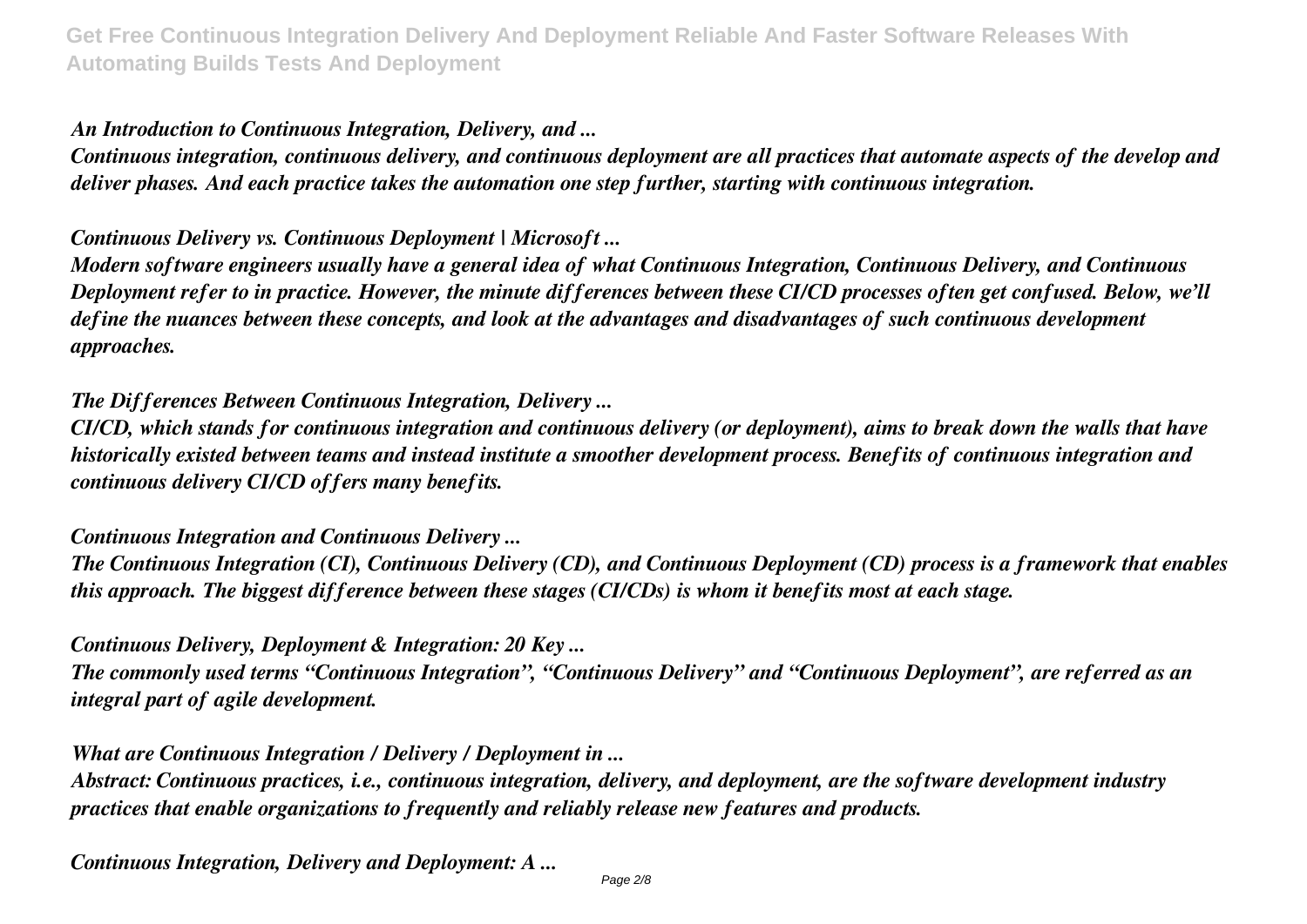*An Introduction to Continuous Integration, Delivery, and ...*

*Continuous integration, continuous delivery, and continuous deployment are all practices that automate aspects of the develop and deliver phases. And each practice takes the automation one step further, starting with continuous integration.*

*Continuous Delivery vs. Continuous Deployment | Microsoft ...*

*Modern software engineers usually have a general idea of what Continuous Integration, Continuous Delivery, and Continuous Deployment refer to in practice. However, the minute differences between these CI/CD processes often get confused. Below, we'll define the nuances between these concepts, and look at the advantages and disadvantages of such continuous development approaches.*

*The Differences Between Continuous Integration, Delivery ...*

*CI/CD, which stands for continuous integration and continuous delivery (or deployment), aims to break down the walls that have historically existed between teams and instead institute a smoother development process. Benefits of continuous integration and continuous delivery CI/CD offers many benefits.*

*Continuous Integration and Continuous Delivery ...*

*The Continuous Integration (CI), Continuous Delivery (CD), and Continuous Deployment (CD) process is a framework that enables this approach. The biggest difference between these stages (CI/CDs) is whom it benefits most at each stage.*

*Continuous Delivery, Deployment & Integration: 20 Key ...*

*The commonly used terms "Continuous Integration", "Continuous Delivery" and "Continuous Deployment", are referred as an integral part of agile development.*

*What are Continuous Integration / Delivery / Deployment in ...*

*Abstract: Continuous practices, i.e., continuous integration, delivery, and deployment, are the software development industry practices that enable organizations to frequently and reliably release new features and products.*

*Continuous Integration, Delivery and Deployment: A ...*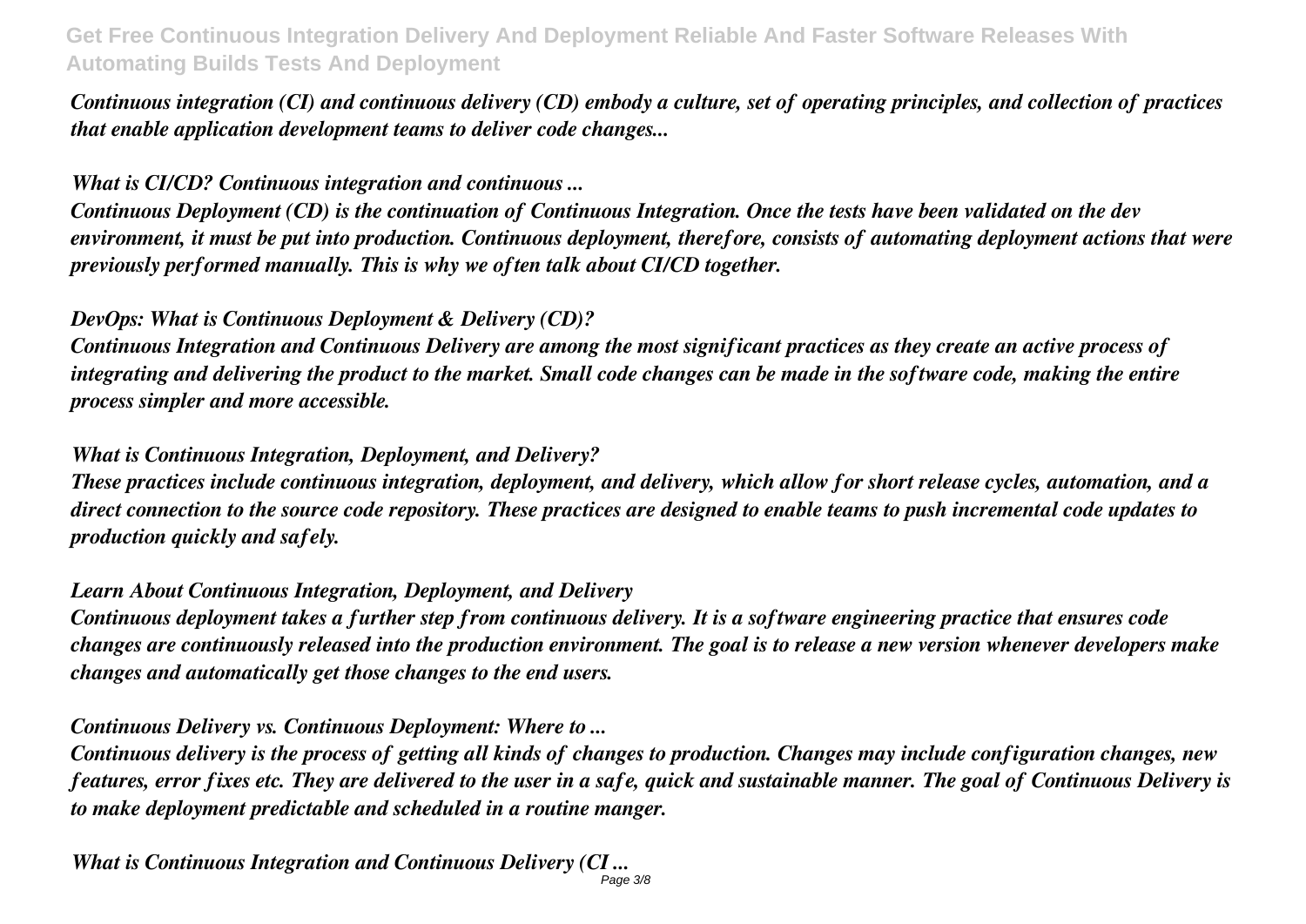*Continuous integration (CI) and continuous delivery (CD) embody a culture, set of operating principles, and collection of practices that enable application development teams to deliver code changes...*

*What is CI/CD? Continuous integration and continuous ...*

*Continuous Deployment (CD) is the continuation of Continuous Integration. Once the tests have been validated on the dev environment, it must be put into production. Continuous deployment, therefore, consists of automating deployment actions that were previously performed manually. This is why we often talk about CI/CD together.*

*DevOps: What is Continuous Deployment & Delivery (CD)?*

*Continuous Integration and Continuous Delivery are among the most significant practices as they create an active process of integrating and delivering the product to the market. Small code changes can be made in the software code, making the entire process simpler and more accessible.*

*What is Continuous Integration, Deployment, and Delivery?*

*These practices include continuous integration, deployment, and delivery, which allow for short release cycles, automation, and a direct connection to the source code repository. These practices are designed to enable teams to push incremental code updates to production quickly and safely.*

*Learn About Continuous Integration, Deployment, and Delivery*

*Continuous deployment takes a further step from continuous delivery. It is a software engineering practice that ensures code changes are continuously released into the production environment. The goal is to release a new version whenever developers make changes and automatically get those changes to the end users.*

*Continuous Delivery vs. Continuous Deployment: Where to ...*

*Continuous delivery is the process of getting all kinds of changes to production. Changes may include configuration changes, new features, error fixes etc. They are delivered to the user in a safe, quick and sustainable manner. The goal of Continuous Delivery is to make deployment predictable and scheduled in a routine manger.*

*What is Continuous Integration and Continuous Delivery (CI ...*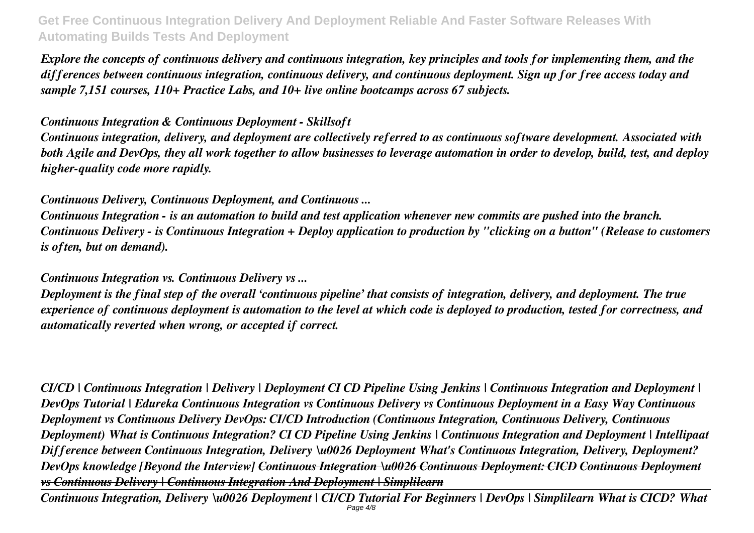*Explore the concepts of continuous delivery and continuous integration, key principles and tools for implementing them, and the differences between continuous integration, continuous delivery, and continuous deployment. Sign up for free access today and sample 7,151 courses, 110+ Practice Labs, and 10+ live online bootcamps across 67 subjects.*

*Continuous Integration & Continuous Deployment - Skillsoft*

*Continuous integration, delivery, and deployment are collectively referred to as continuous software development. Associated with both Agile and DevOps, they all work together to allow businesses to leverage automation in order to develop, build, test, and deploy higher-quality code more rapidly.*

*Continuous Delivery, Continuous Deployment, and Continuous ...*

*Continuous Integration - is an automation to build and test application whenever new commits are pushed into the branch. Continuous Delivery - is Continuous Integration + Deploy application to production by "clicking on a button" (Release to customers is often, but on demand).*

*Continuous Integration vs. Continuous Delivery vs ...*

*Deployment is the final step of the overall 'continuous pipeline' that consists of integration, delivery, and deployment. The true experience of continuous deployment is automation to the level at which code is deployed to production, tested for correctness, and automatically reverted when wrong, or accepted if correct.*

*CI/CD | Continuous Integration | Delivery | Deployment CI CD Pipeline Using Jenkins | Continuous Integration and Deployment | DevOps Tutorial | Edureka Continuous Integration vs Continuous Delivery vs Continuous Deployment in a Easy Way Continuous Deployment vs Continuous Delivery DevOps: CI/CD Introduction (Continuous Integration, Continuous Delivery, Continuous Deployment) What is Continuous Integration? CI CD Pipeline Using Jenkins | Continuous Integration and Deployment | Intellipaat Difference between Continuous Integration, Delivery \u0026 Deployment What's Continuous Integration, Delivery, Deployment? DevOps knowledge [Beyond the Interview] ~~Continuous Integration \u0026 Continuous Deployment: CICD Continuous Deployment vs Continuous Delivery | Continuous Integration And Deployment | Simplilearn~~*

*Continuous Integration, Delivery \u0026 Deployment | CI/CD Tutorial For Beginners | DevOps | Simplilearn What is CICD? What*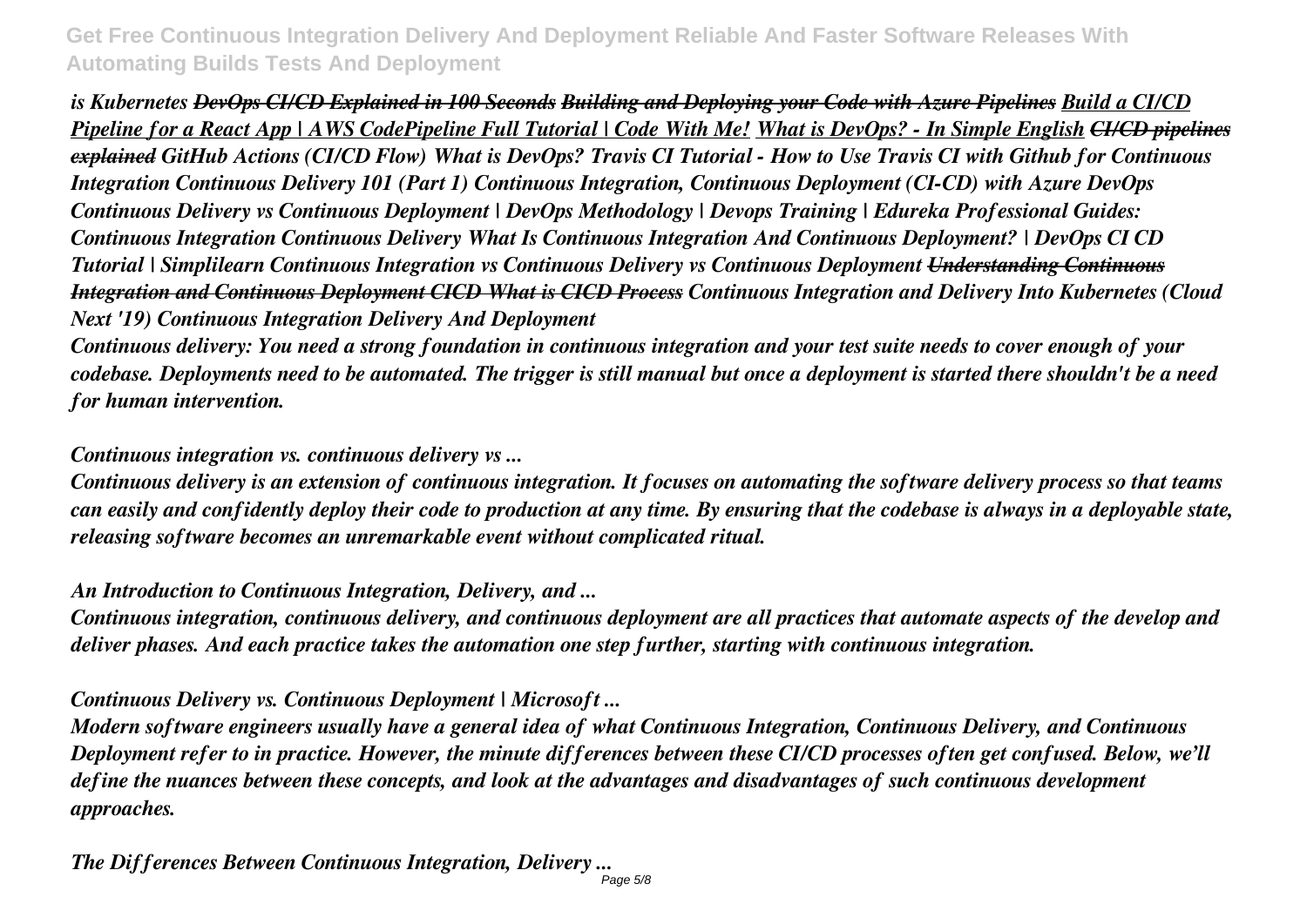*is Kubernetes ~~DevOps CI/CD Explained in 100 Seconds~~ ~~Building and Deploying your Code with Azure Pipelines~~ Build a CI/CD Pipeline for a React App | AWS CodePipeline Full Tutorial | Code With Me! What is DevOps? - In Simple English ~~CI/CD pipelines explained~~ GitHub Actions (CI/CD Flow) What is DevOps? Travis CI Tutorial - How to Use Travis CI with Github for Continuous Integration Continuous Delivery 101 (Part 1) Continuous Integration, Continuous Deployment (CI-CD) with Azure DevOps Continuous Delivery vs Continuous Deployment | DevOps Methodology | Devops Training | Edureka Professional Guides: Continuous Integration Continuous Delivery What Is Continuous Integration And Continuous Deployment? | DevOps CI CD Tutorial | Simplilearn Continuous Integration vs Continuous Delivery vs Continuous Deployment ~~Understanding Continuous Integration and Continuous Deployment CICD What is CICD Process~~ Continuous Integration and Delivery Into Kubernetes (Cloud Next '19) Continuous Integration Delivery And Deployment*

*Continuous delivery: You need a strong foundation in continuous integration and your test suite needs to cover enough of your codebase. Deployments need to be automated. The trigger is still manual but once a deployment is started there shouldn't be a need for human intervention.*

*Continuous integration vs. continuous delivery vs ...*

*Continuous delivery is an extension of continuous integration. It focuses on automating the software delivery process so that teams can easily and confidently deploy their code to production at any time. By ensuring that the codebase is always in a deployable state, releasing software becomes an unremarkable event without complicated ritual.*

*An Introduction to Continuous Integration, Delivery, and ...*

*Continuous integration, continuous delivery, and continuous deployment are all practices that automate aspects of the develop and deliver phases. And each practice takes the automation one step further, starting with continuous integration.*

*Continuous Delivery vs. Continuous Deployment | Microsoft ...*

*Modern software engineers usually have a general idea of what Continuous Integration, Continuous Delivery, and Continuous Deployment refer to in practice. However, the minute differences between these CI/CD processes often get confused. Below, we'll define the nuances between these concepts, and look at the advantages and disadvantages of such continuous development approaches.*

*The Differences Between Continuous Integration, Delivery ...*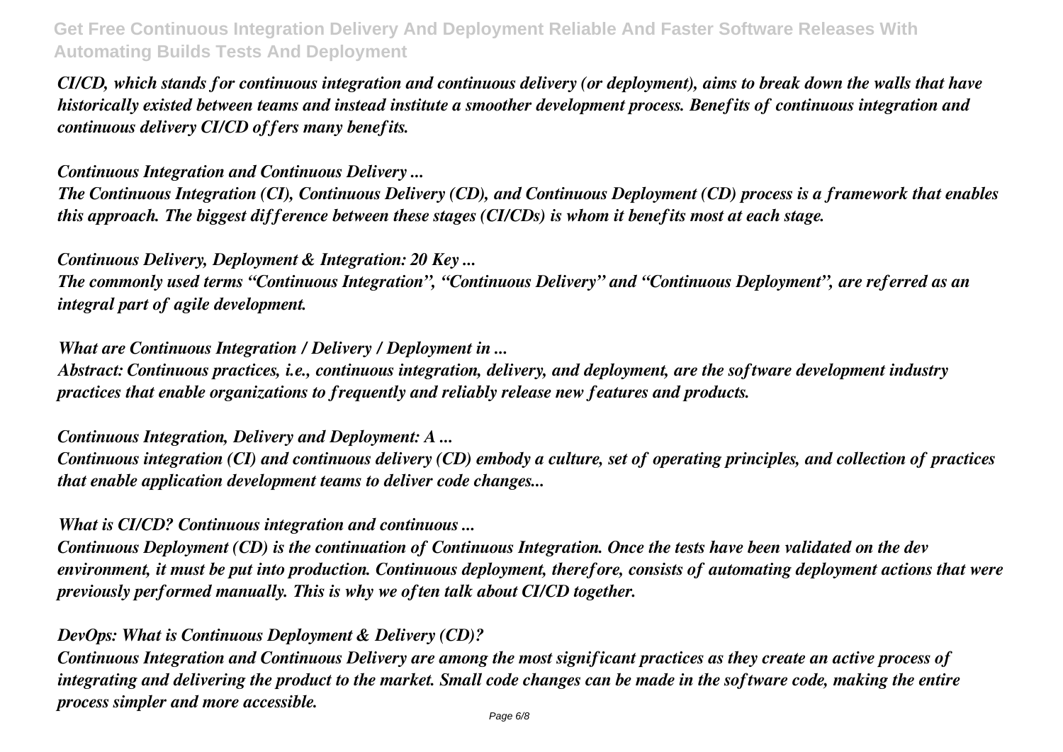*CI/CD, which stands for continuous integration and continuous delivery (or deployment), aims to break down the walls that have historically existed between teams and instead institute a smoother development process. Benefits of continuous integration and continuous delivery CI/CD offers many benefits.*

*Continuous Integration and Continuous Delivery ...*

*The Continuous Integration (CI), Continuous Delivery (CD), and Continuous Deployment (CD) process is a framework that enables this approach. The biggest difference between these stages (CI/CDs) is whom it benefits most at each stage.*

*Continuous Delivery, Deployment & Integration: 20 Key ...*

*The commonly used terms "Continuous Integration", "Continuous Delivery" and "Continuous Deployment", are referred as an integral part of agile development.*

*What are Continuous Integration / Delivery / Deployment in ...*

*Abstract: Continuous practices, i.e., continuous integration, delivery, and deployment, are the software development industry practices that enable organizations to frequently and reliably release new features and products.*

*Continuous Integration, Delivery and Deployment: A ...*

*Continuous integration (CI) and continuous delivery (CD) embody a culture, set of operating principles, and collection of practices that enable application development teams to deliver code changes...*

*What is CI/CD? Continuous integration and continuous ...*

*Continuous Deployment (CD) is the continuation of Continuous Integration. Once the tests have been validated on the dev environment, it must be put into production. Continuous deployment, therefore, consists of automating deployment actions that were previously performed manually. This is why we often talk about CI/CD together.*

*DevOps: What is Continuous Deployment & Delivery (CD)?*

*Continuous Integration and Continuous Delivery are among the most significant practices as they create an active process of integrating and delivering the product to the market. Small code changes can be made in the software code, making the entire process simpler and more accessible.*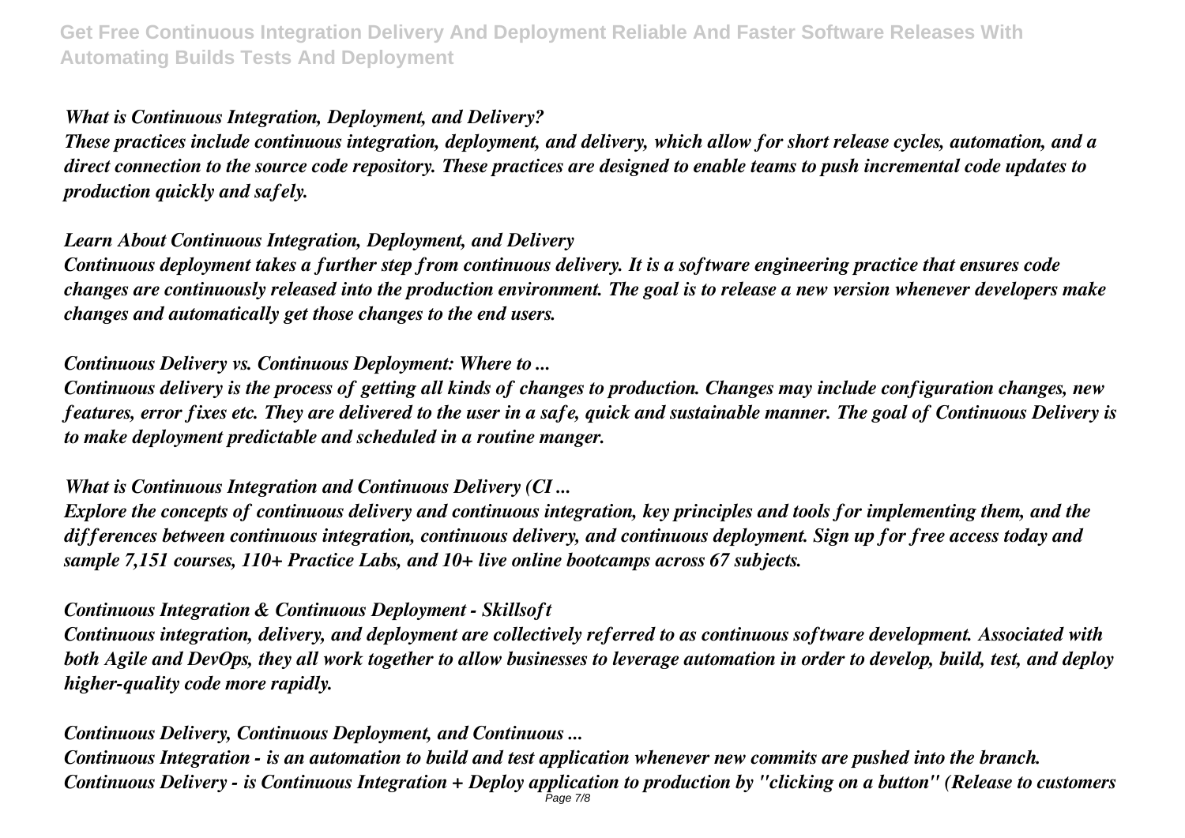*What is Continuous Integration, Deployment, and Delivery?*

***These practices include continuous integration, deployment, and delivery, which allow for short release cycles, automation, and a direct connection to the source code repository. These practices are designed to enable teams to push incremental code updates to production quickly and safely.***

*Learn About Continuous Integration, Deployment, and Delivery*

***Continuous deployment takes a further step from continuous delivery. It is a software engineering practice that ensures code changes are continuously released into the production environment. The goal is to release a new version whenever developers make changes and automatically get those changes to the end users.***

*Continuous Delivery vs. Continuous Deployment: Where to ...*

***Continuous delivery is the process of getting all kinds of changes to production. Changes may include configuration changes, new features, error fixes etc. They are delivered to the user in a safe, quick and sustainable manner. The goal of Continuous Delivery is to make deployment predictable and scheduled in a routine manger.***

*What is Continuous Integration and Continuous Delivery (CI ...*

***Explore the concepts of continuous delivery and continuous integration, key principles and tools for implementing them, and the differences between continuous integration, continuous delivery, and continuous deployment. Sign up for free access today and sample 7,151 courses, 110+ Practice Labs, and 10+ live online bootcamps across 67 subjects.***

*Continuous Integration & Continuous Deployment - Skillsoft*

***Continuous integration, delivery, and deployment are collectively referred to as continuous software development. Associated with both Agile and DevOps, they all work together to allow businesses to leverage automation in order to develop, build, test, and deploy higher-quality code more rapidly.***

*Continuous Delivery, Continuous Deployment, and Continuous ...*

***Continuous Integration - is an automation to build and test application whenever new commits are pushed into the branch. Continuous Delivery - is Continuous Integration + Deploy application to production by "clicking on a button" (Release to customers***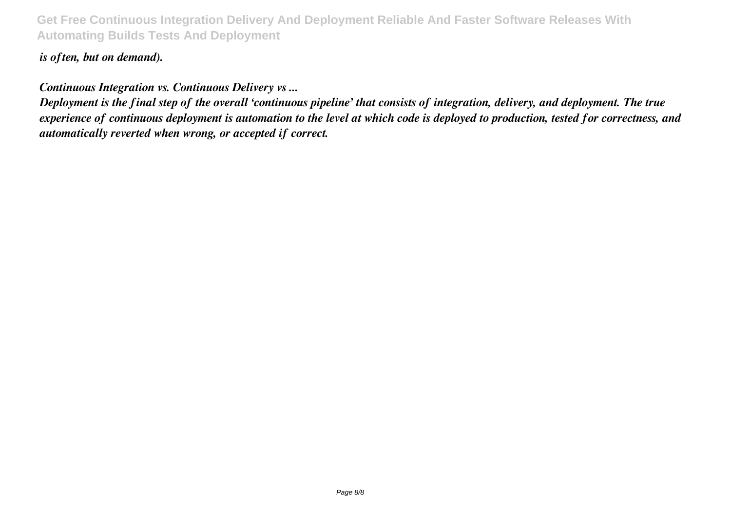*is often, but on demand).*

*Continuous Integration vs. Continuous Delivery vs ...*

*Deployment is the final step of the overall 'continuous pipeline' that consists of integration, delivery, and deployment. The true experience of continuous deployment is automation to the level at which code is deployed to production, tested for correctness, and automatically reverted when wrong, or accepted if correct.*